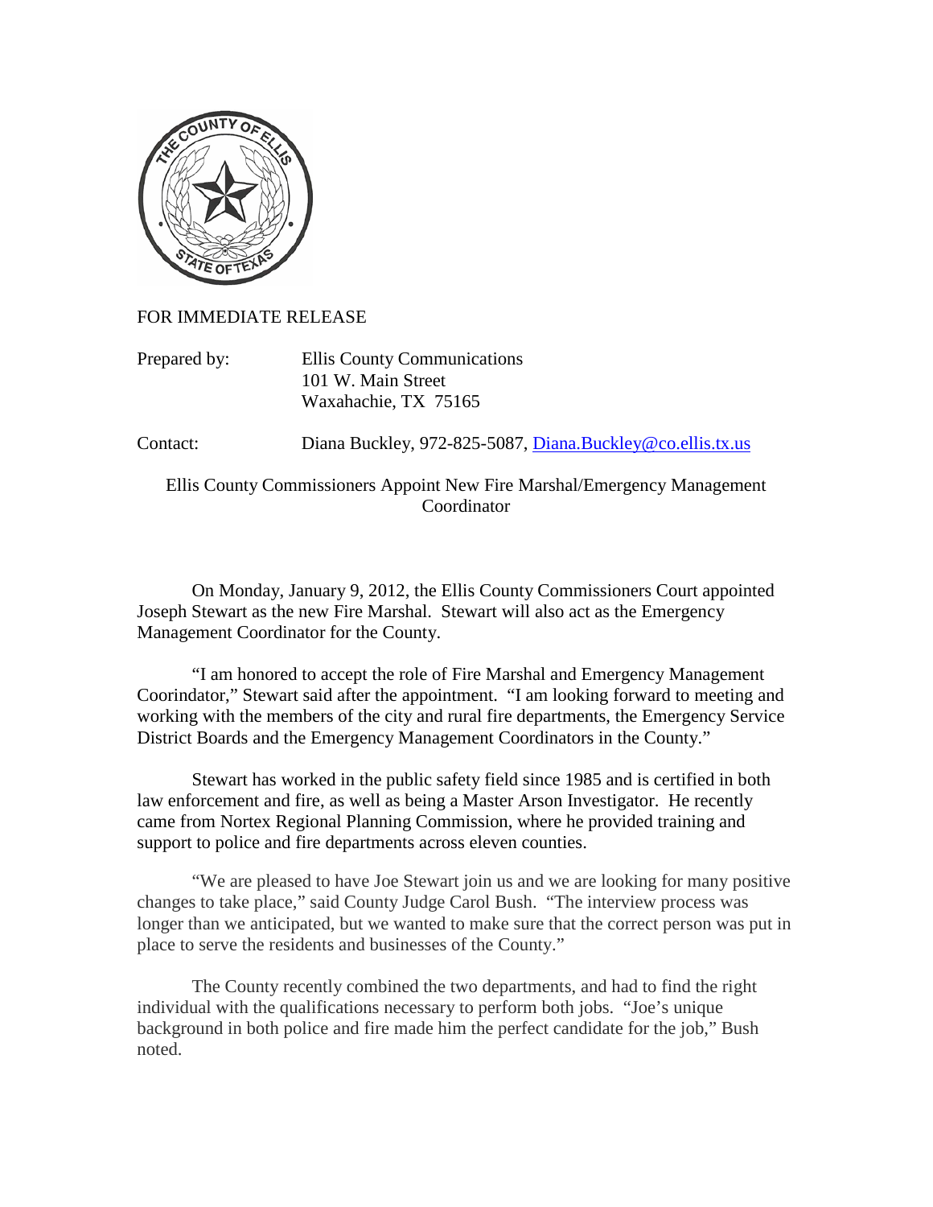FOR IMMEDIATE RELEASE

Prepared by: Ellis County Communications
101 W. Main Street
Waxahachie, TX 75165

Contact: Diana Buckley, 972-825-5087, Diana.Buckley@co.ellis.tx.us

## Ellis County Commissioners Appoint New Fire Marshal/Emergency Management Coordinator

On Monday, January 9, 2012, the Ellis County Commissioners Court appointed Joseph Stewart as the new Fire Marshal. Stewart will also act as the Emergency Management Coordinator for the County.

"I am honored to accept the role of Fire Marshal and Emergency Management Coorindator," Stewart said after the appointment. "I am looking forward to meeting and working with the members of the city and rural fire departments, the Emergency Service District Boards and the Emergency Management Coordinators in the County."

Stewart has worked in the public safety field since 1985 and is certified in both law enforcement and fire, as well as being a Master Arson Investigator. He recently came from Nortex Regional Planning Commission, where he provided training and support to police and fire departments across eleven counties.

"We are pleased to have Joe Stewart join us and we are looking for many positive changes to take place," said County Judge Carol Bush. "The interview process was longer than we anticipated, but we wanted to make sure that the correct person was put in place to serve the residents and businesses of the County."

The County recently combined the two departments, and had to find the right individual with the qualifications necessary to perform both jobs. "Joe's unique background in both police and fire made him the perfect candidate for the job," Bush noted.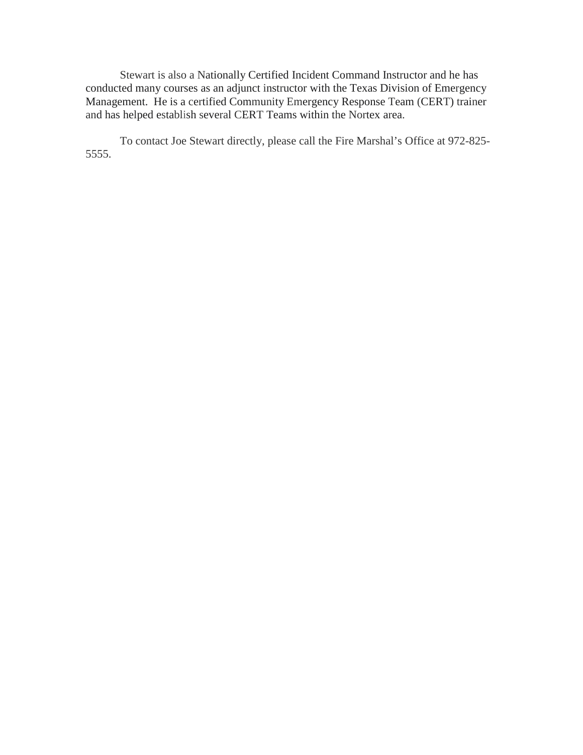Stewart is also a Nationally Certified Incident Command Instructor and he has conducted many courses as an adjunct instructor with the Texas Division of Emergency Management. He is a certified Community Emergency Response Team (CERT) trainer and has helped establish several CERT Teams within the Nortex area.

To contact Joe Stewart directly, please call the Fire Marshal's Office at 972-825-5555.